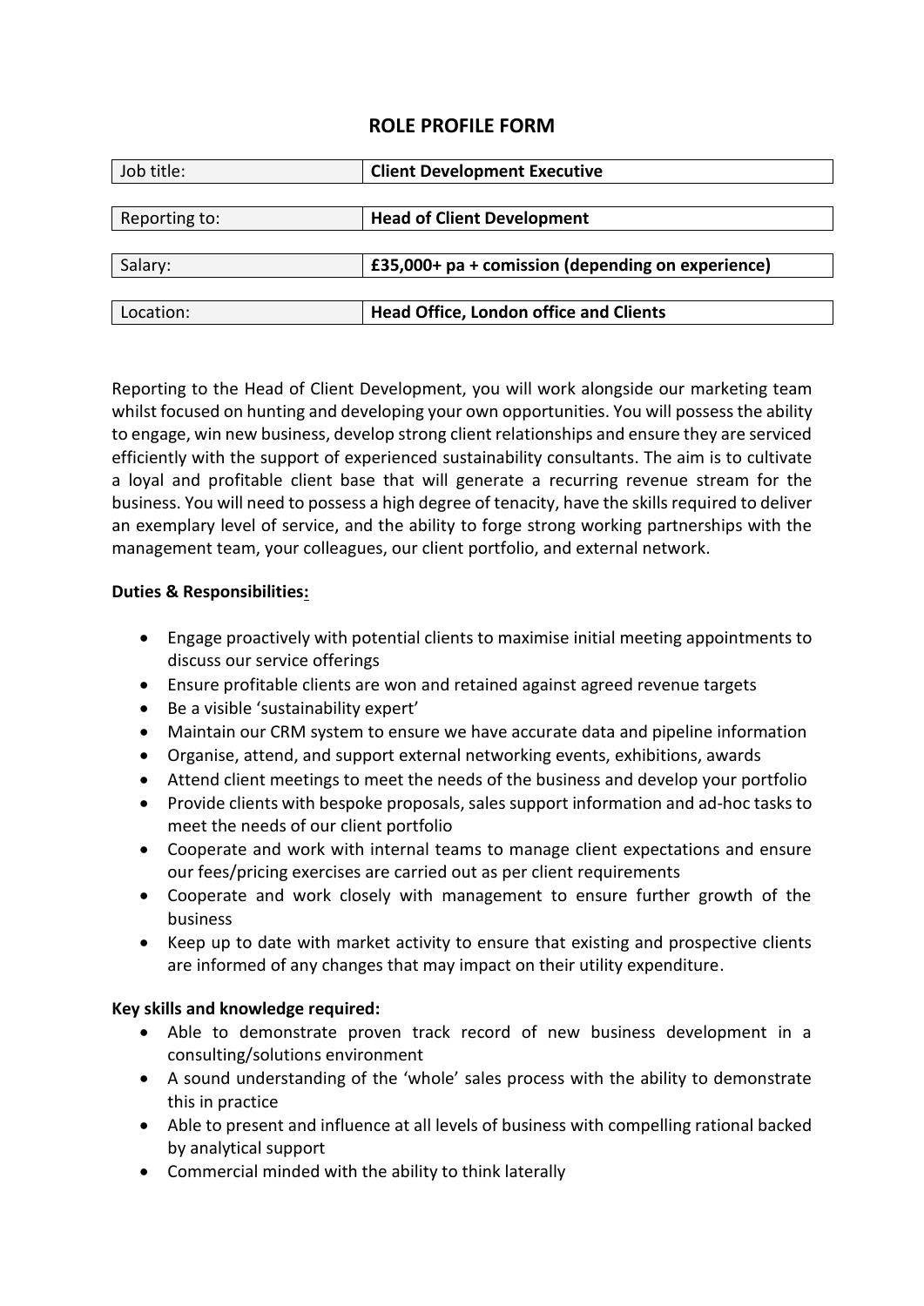# ROLE PROFILE FORM

| Job title: | **Client Development Executive** |
| --- | --- |
| Reporting to: | **Head of Client Development** |
| Salary: | **£35,000+ pa + comission (depending on experience)** |
| Location: | **Head Office, London office and Clients** |

Reporting to the Head of Client Development, you will work alongside our marketing team whilst focused on hunting and developing your own opportunities. You will possess the ability to engage, win new business, develop strong client relationships and ensure they are serviced efficiently with the support of experienced sustainability consultants. The aim is to cultivate a loyal and profitable client base that will generate a recurring revenue stream for the business. You will need to possess a high degree of tenacity, have the skills required to deliver an exemplary level of service, and the ability to forge strong working partnerships with the management team, your colleagues, our client portfolio, and external network.

**Duties & Responsibilities:**

- Engage proactively with potential clients to maximise initial meeting appointments to discuss our service offerings
- Ensure profitable clients are won and retained against agreed revenue targets
- Be a visible 'sustainability expert'
- Maintain our CRM system to ensure we have accurate data and pipeline information
- Organise, attend, and support external networking events, exhibitions, awards
- Attend client meetings to meet the needs of the business and develop your portfolio
- Provide clients with bespoke proposals, sales support information and ad-hoc tasks to meet the needs of our client portfolio
- Cooperate and work with internal teams to manage client expectations and ensure our fees/pricing exercises are carried out as per client requirements
- Cooperate and work closely with management to ensure further growth of the business
- Keep up to date with market activity to ensure that existing and prospective clients are informed of any changes that may impact on their utility expenditure.

**Key skills and knowledge required:**

- Able to demonstrate proven track record of new business development in a consulting/solutions environment
- A sound understanding of the 'whole' sales process with the ability to demonstrate this in practice
- Able to present and influence at all levels of business with compelling rational backed by analytical support
- Commercial minded with the ability to think laterally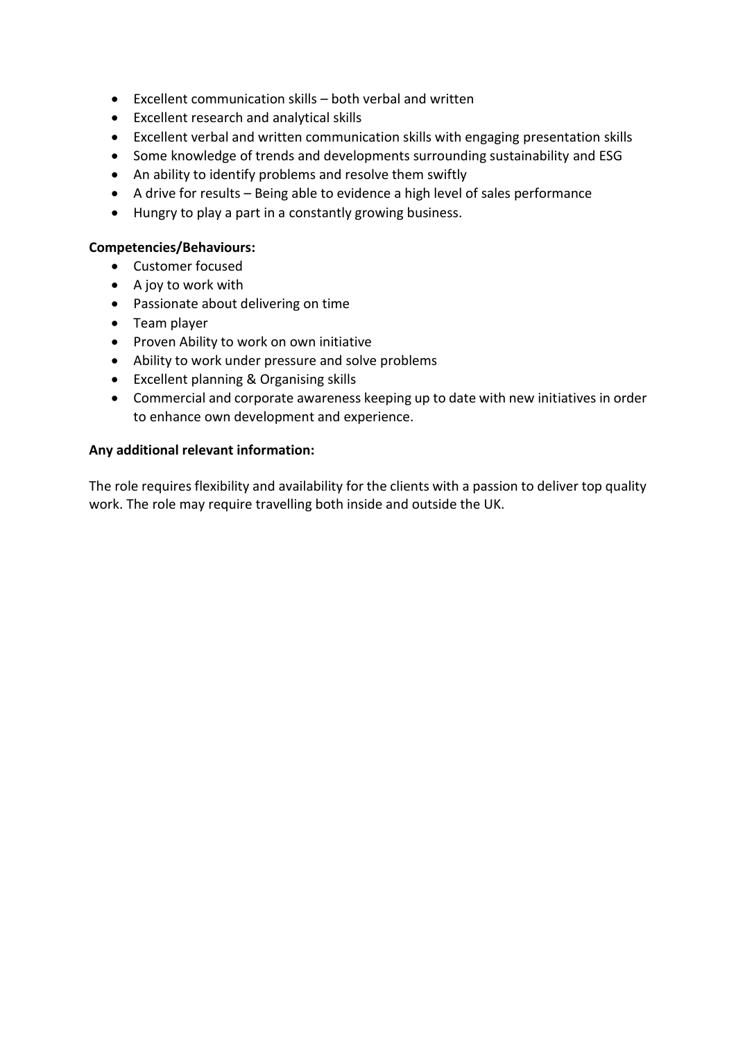- Excellent communication skills – both verbal and written
- Excellent research and analytical skills
- Excellent verbal and written communication skills with engaging presentation skills
- Some knowledge of trends and developments surrounding sustainability and ESG
- An ability to identify problems and resolve them swiftly
- A drive for results – Being able to evidence a high level of sales performance
- Hungry to play a part in a constantly growing business.

**Competencies/Behaviours:**

- Customer focused
- A joy to work with
- Passionate about delivering on time
- Team player
- Proven Ability to work on own initiative
- Ability to work under pressure and solve problems
- Excellent planning & Organising skills
- Commercial and corporate awareness keeping up to date with new initiatives in order to enhance own development and experience.

**Any additional relevant information:**

The role requires flexibility and availability for the clients with a passion to deliver top quality work. The role may require travelling both inside and outside the UK.